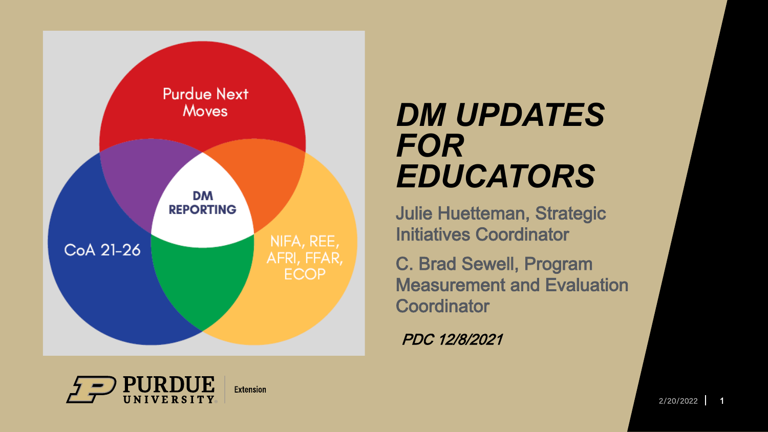Purdue Next Moves

DM REPORTING

CoA 21-26

NIFA, REE, AFRI, FFAR, ECOP

# *DM UPDATES FOR EDUCATORS*

Julie Huetteman, Strategic Initiatives Coordinator

C. Brad Sewell, Program Measurement and Evaluation Coordinator

***PDC 12/8/2021***

PURDUE UNIVERSITY Extension

2/20/2022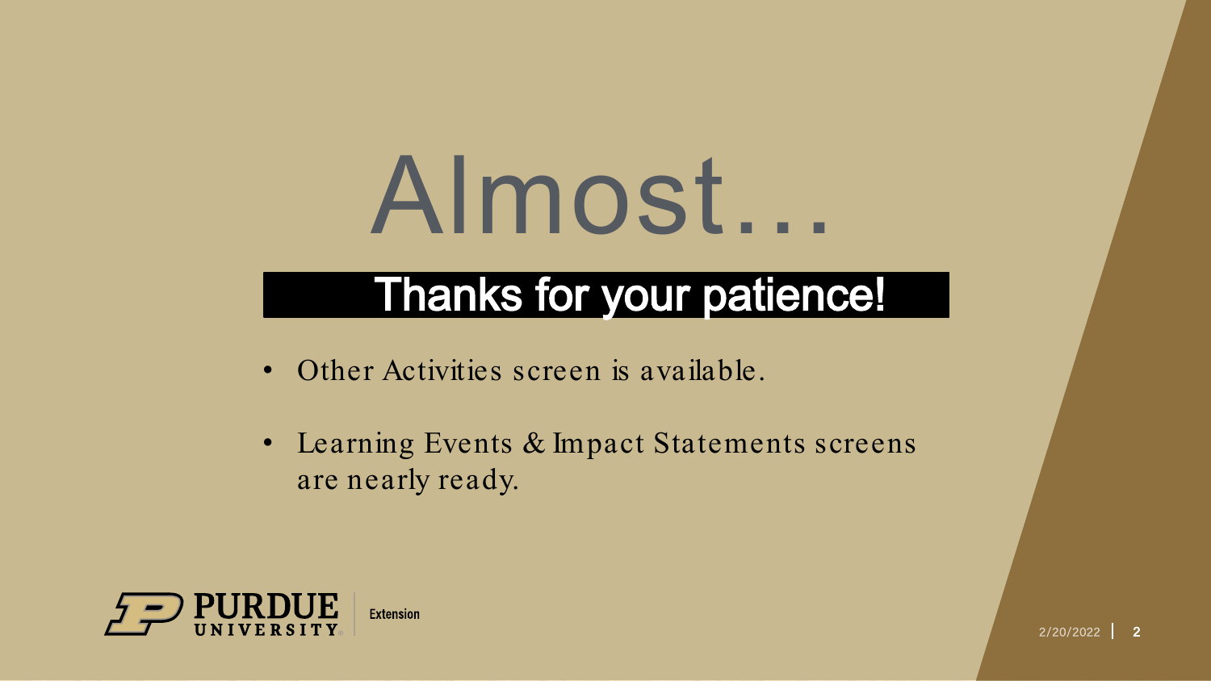# Almost…

## Thanks for your patience!

- Other Activities screen is available.
- Learning Events & Impact Statements screens are nearly ready.

Purdue University Extension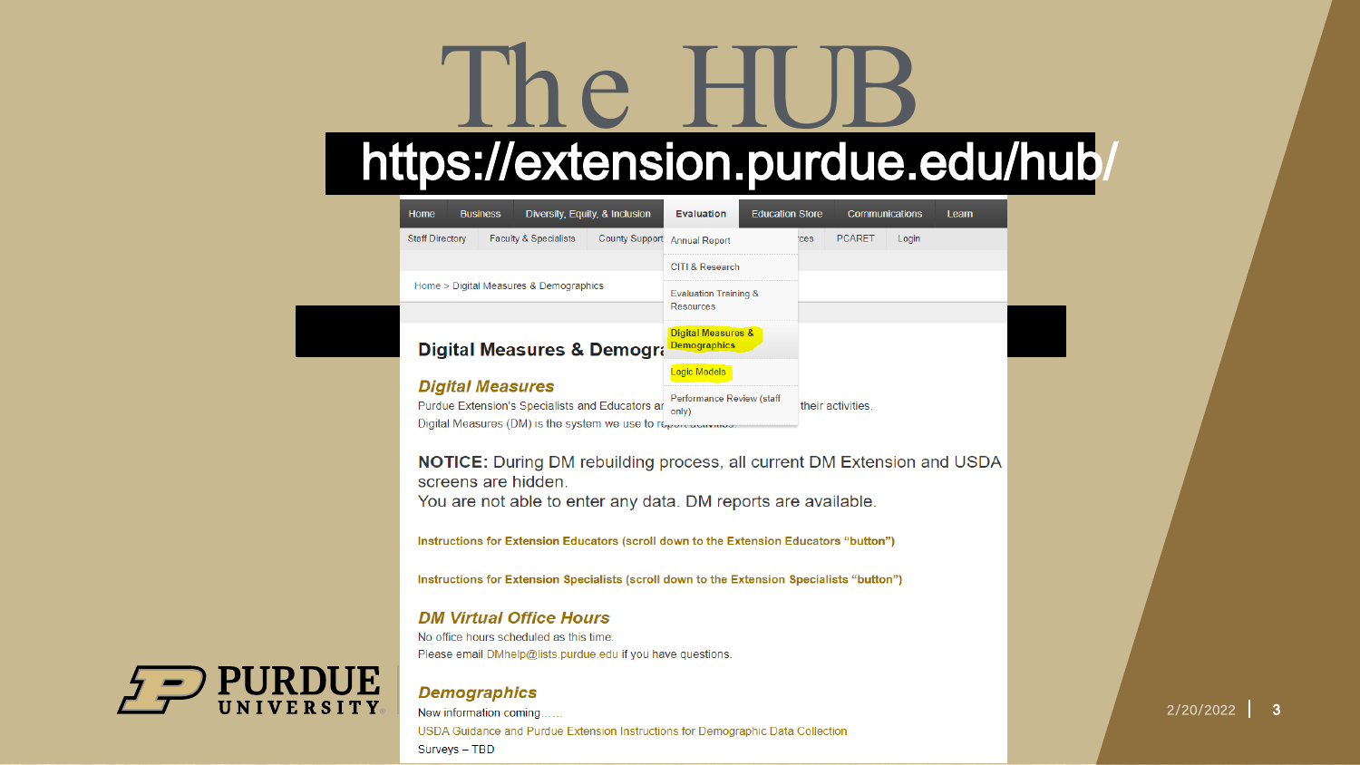# The HUB

**https://extension.purdue.edu/hub/**

Home | Business | Diversity, Equity, & Inclusion | Evaluation | Education Store | Communications | Learn

Staff Directory | Faculty & Specialists | County Support | ...ces | PCARET | Login

Evaluation menu:

- Annual Report
- CITI & Research
- Evaluation Training & Resources
- Digital Measures & Demographics
- Logic Models
- Performance Review (staff only)

Home > Digital Measures & Demographics

## Digital Measures & Demogra...

### *Digital Measures*

Purdue Extension's Specialists and Educators ar... their activities.

Digital Measures (DM) is the system we use to r...

**NOTICE:** During DM rebuilding process, all current DM Extension and USDA screens are hidden.
You are not able to enter any data. DM reports are available.

**Instructions for Extension Educators (scroll down to the Extension Educators "button")**

**Instructions for Extension Specialists (scroll down to the Extension Specialists "button")**

### *DM Virtual Office Hours*

No office hours scheduled as this time.

Please email DMhelp@lists.purdue.edu if you have questions.

### *Demographics*

New information coming……

USDA Guidance and Purdue Extension Instructions for Demographic Data Collection

Surveys – TBD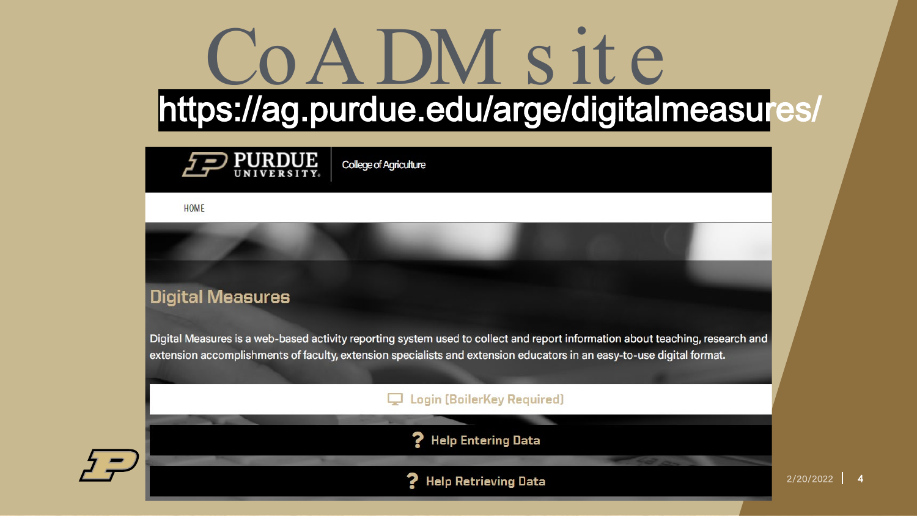# CoADM site

https://ag.purdue.edu/arge/digitalmeasures/

PURDUE UNIVERSITY | College of Agriculture

HOME

## Digital Measures

Digital Measures is a web-based activity reporting system used to collect and report information about teaching, research and extension accomplishments of faculty, extension specialists and extension educators in an easy-to-use digital format.

Login (BoilerKey Required)

Help Entering Data

Help Retrieving Data

2/20/2022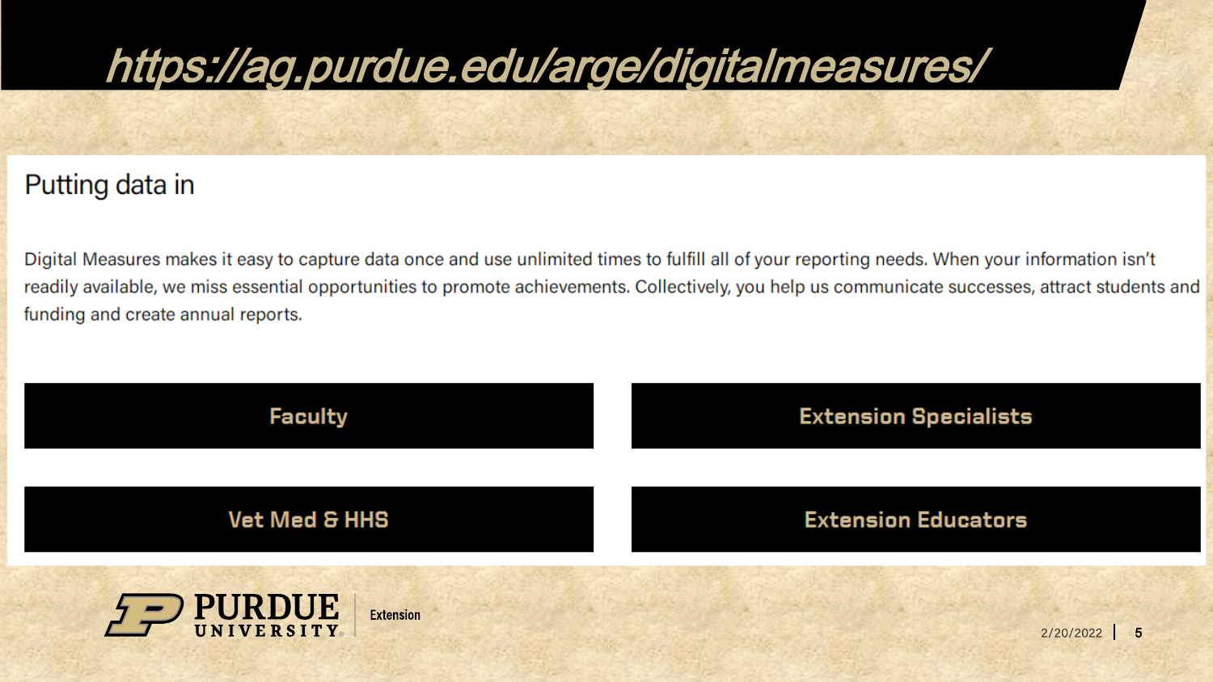# https://ag.purdue.edu/arge/digitalmeasures/

## Putting data in

Digital Measures makes it easy to capture data once and use unlimited times to fulfill all of your reporting needs. When your information isn't readily available, we miss essential opportunities to promote achievements. Collectively, you help us communicate successes, attract students and funding and create annual reports.

- Faculty
- Extension Specialists
- Vet Med & HHS
- Extension Educators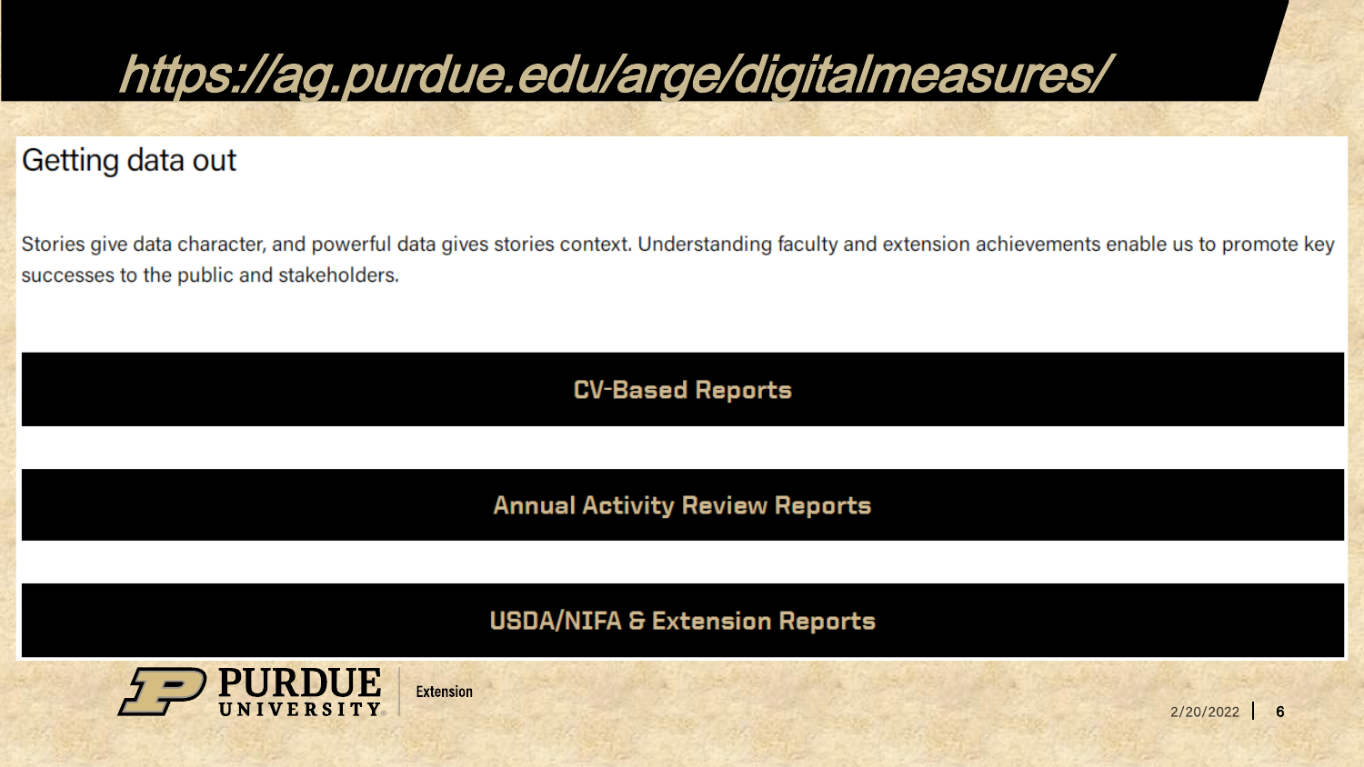# https://ag.purdue.edu/arge/digitalmeasures/

## Getting data out

Stories give data character, and powerful data gives stories context. Understanding faculty and extension achievements enable us to promote key successes to the public and stakeholders.

**CV-Based Reports**

**Annual Activity Review Reports**

**USDA/NIFA & Extension Reports**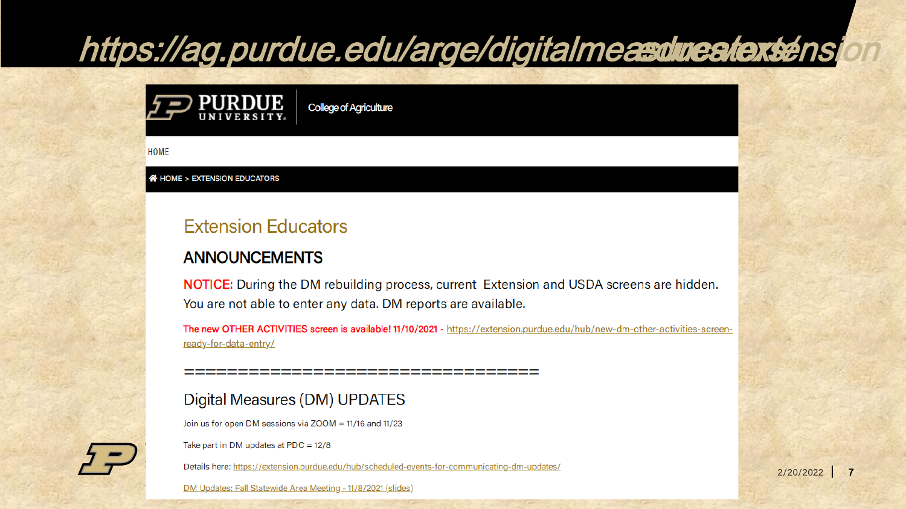# https://ag.purdue.edu/arge/digitalmeasures/extension

PURDUE UNIVERSITY | College of Agriculture

HOME

HOME > EXTENSION EDUCATORS

## Extension Educators

### ANNOUNCEMENTS

NOTICE: During the DM rebuilding process, current Extension and USDA screens are hidden. You are not able to enter any data. DM reports are available.

The new OTHER ACTIVITIES screen is available! 11/10/2021 - https://extension.purdue.edu/hub/new-dm-other-activities-screen-ready-for-data-entry/

==================================

### Digital Measures (DM) UPDATES

Join us for open DM sessions via ZOOM = 11/16 and 11/23

Take part in DM updates at PDC = 12/8

Details here: https://extension.purdue.edu/hub/scheduled-events-for-communicating-dm-updates/

DM Updates: Fall Statewide Area Meeting - 11/8/2021 (slides)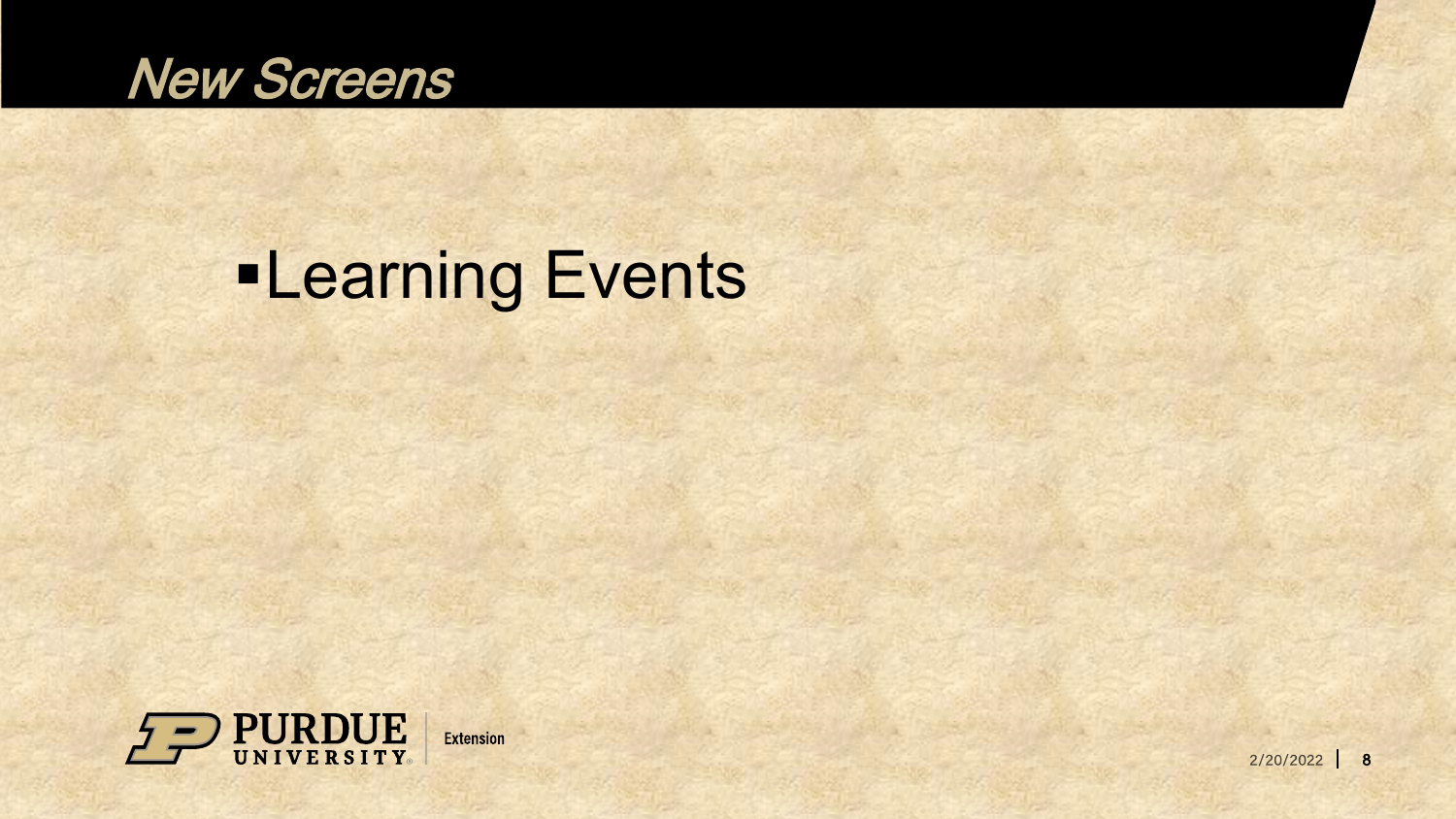# New Screens

- Learning Events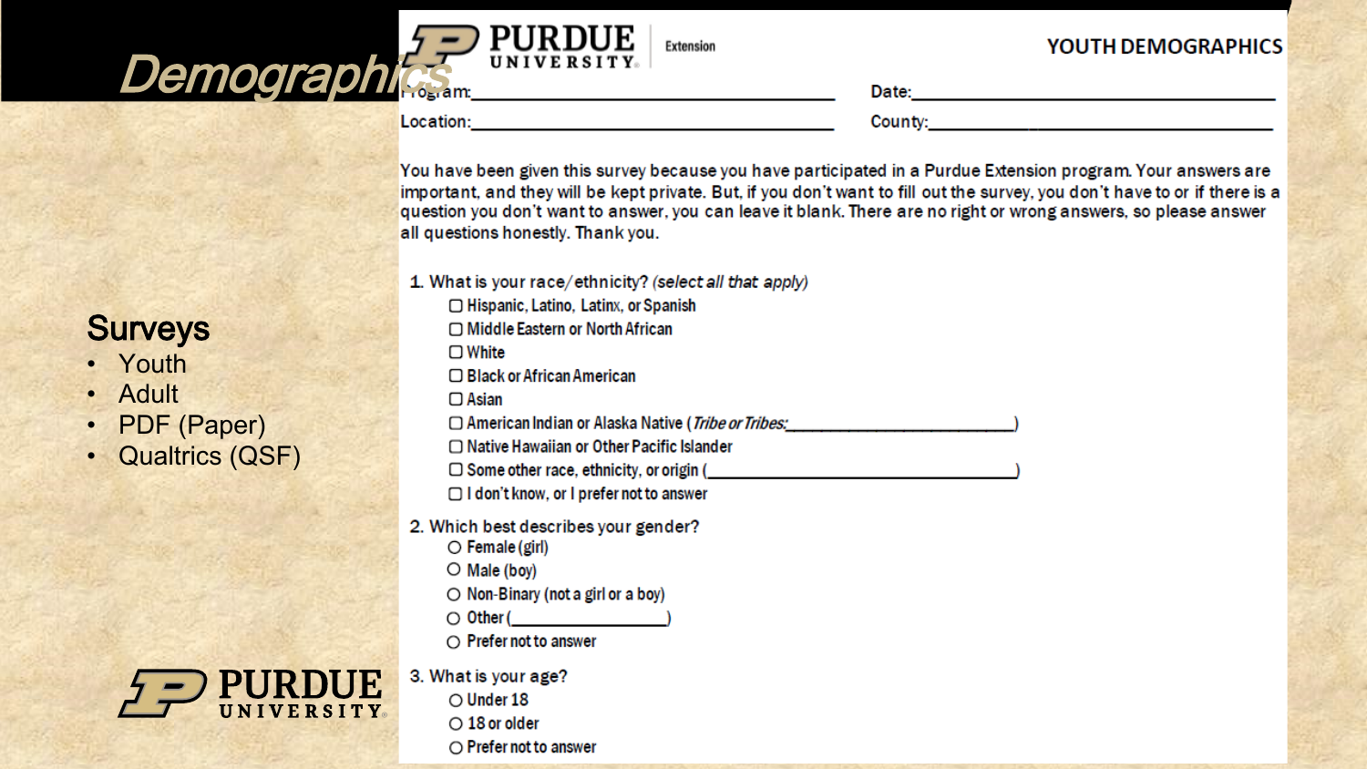# Demographics

## Surveys

- Youth
- Adult
- PDF (Paper)
- Qualtrics (QSF)

PURDUE UNIVERSITY | Extension

**YOUTH DEMOGRAPHICS**

Program:______________________________ Date:______________________________

Location:______________________________ County:______________________________

You have been given this survey because you have participated in a Purdue Extension program. Your answers are important, and they will be kept private. But, if you don't want to fill out the survey, you don't have to or if there is a question you don't want to answer, you can leave it blank. There are no right or wrong answers, so please answer all questions honestly. Thank you.

1. What is your race/ethnicity? *(select all that apply)*
   - ☐ Hispanic, Latino, Latinx, or Spanish
   - ☐ Middle Eastern or North African
   - ☐ White
   - ☐ Black or African American
   - ☐ Asian
   - ☐ American Indian or Alaska Native (*Tribe or Tribes:*______________________)
   - ☐ Native Hawaiian or Other Pacific Islander
   - ☐ Some other race, ethnicity, or origin (______________________)
   - ☐ I don't know, or I prefer not to answer

2. Which best describes your gender?
   - ○ Female (girl)
   - ○ Male (boy)
   - ○ Non-Binary (not a girl or a boy)
   - ○ Other (______________)
   - ○ Prefer not to answer

3. What is your age?
   - ○ Under 18
   - ○ 18 or older
   - ○ Prefer not to answer

PURDUE UNIVERSITY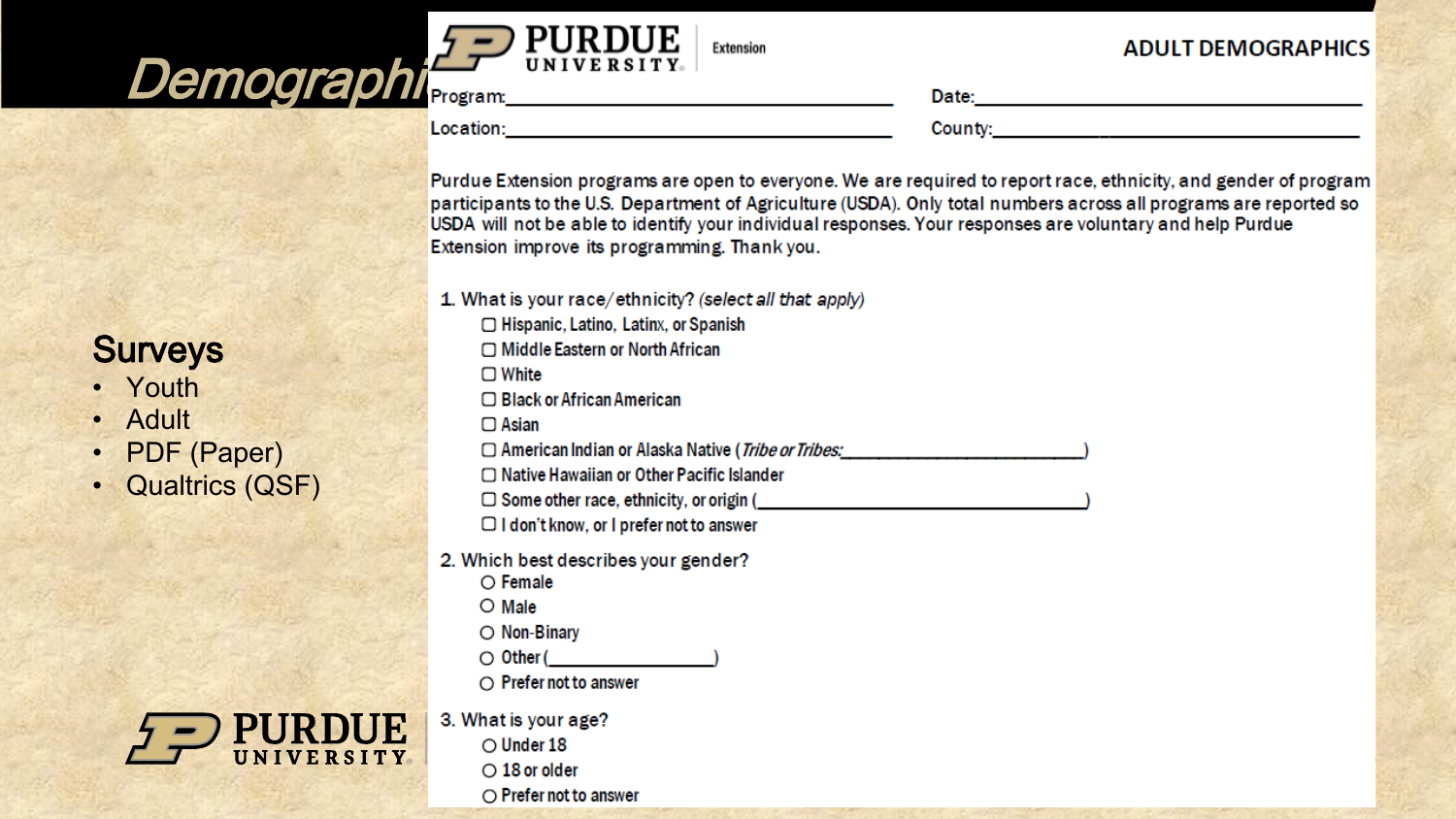# Demographi

## Surveys

- Youth
- Adult
- PDF (Paper)
- Qualtrics (QSF)

PURDUE UNIVERSITY

PURDUE UNIVERSITY Extension

**ADULT DEMOGRAPHICS**

Program:______________________________ Date:______________________________

Location:______________________________ County:______________________________

Purdue Extension programs are open to everyone. We are required to report race, ethnicity, and gender of program participants to the U.S. Department of Agriculture (USDA). Only total numbers across all programs are reported so USDA will not be able to identify your individual responses. Your responses are voluntary and help Purdue Extension improve its programming. Thank you.

1. What is your race/ethnicity? *(select all that apply)*
   - ☐ Hispanic, Latino, Latinx, or Spanish
   - ☐ Middle Eastern or North African
   - ☐ White
   - ☐ Black or African American
   - ☐ Asian
   - ☐ American Indian or Alaska Native (*Tribe or Tribes:*______________________)
   - ☐ Native Hawaiian or Other Pacific Islander
   - ☐ Some other race, ethnicity, or origin (______________________)
   - ☐ I don't know, or I prefer not to answer

2. Which best describes your gender?
   - ○ Female
   - ○ Male
   - ○ Non-Binary
   - ○ Other (______________)
   - ○ Prefer not to answer

3. What is your age?
   - ○ Under 18
   - ○ 18 or older
   - ○ Prefer not to answer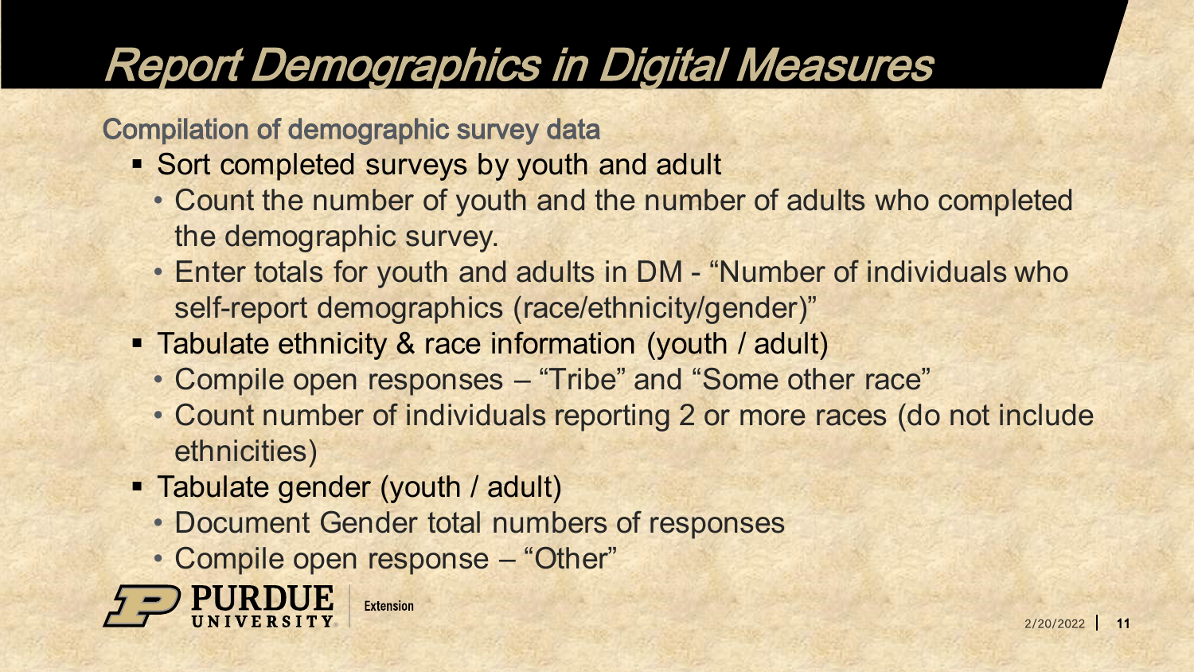# Report Demographics in Digital Measures

## Compilation of demographic survey data

- Sort completed surveys by youth and adult
  - Count the number of youth and the number of adults who completed the demographic survey.
  - Enter totals for youth and adults in DM - "Number of individuals who self-report demographics (race/ethnicity/gender)"
- Tabulate ethnicity & race information (youth / adult)
  - Compile open responses – "Tribe" and "Some other race"
  - Count number of individuals reporting 2 or more races (do not include ethnicities)
- Tabulate gender (youth / adult)
  - Document Gender total numbers of responses
  - Compile open response – "Other"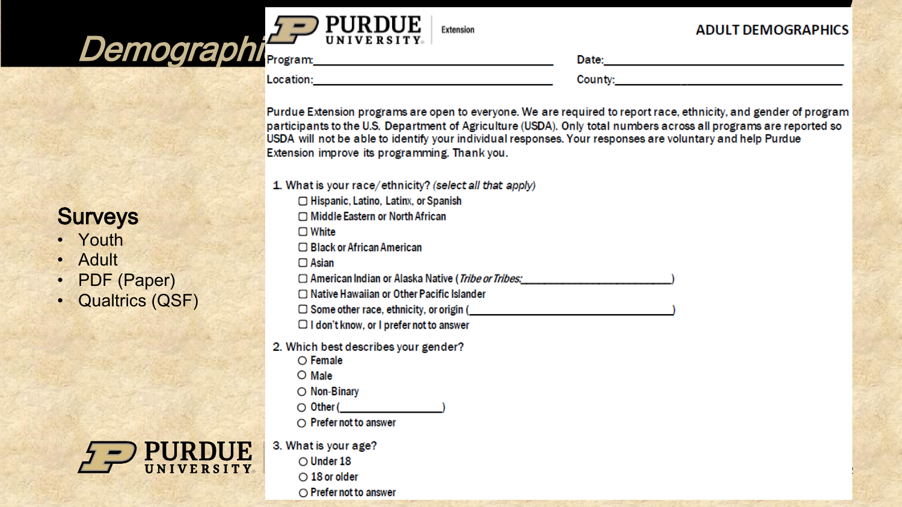# Demographi

## Surveys

- Youth
- Adult
- PDF (Paper)
- Qualtrics (QSF)

PURDUE UNIVERSITY

---

PURDUE UNIVERSITY Extension

**ADULT DEMOGRAPHICS**

Program:\_\_\_\_\_\_\_\_\_\_\_\_\_\_\_\_\_\_\_\_\_\_\_\_\_\_\_\_\_\_\_\_\_\_\_\_\_\_ Date:\_\_\_\_\_\_\_\_\_\_\_\_\_\_\_\_\_\_\_\_\_\_\_\_\_\_\_\_\_\_\_\_\_\_\_\_\_\_

Location:\_\_\_\_\_\_\_\_\_\_\_\_\_\_\_\_\_\_\_\_\_\_\_\_\_\_\_\_\_\_\_\_\_\_\_\_\_\_ County:\_\_\_\_\_\_\_\_\_\_\_\_\_\_\_\_\_\_\_\_\_\_\_\_\_\_\_\_\_\_\_\_\_\_\_\_\_\_

Purdue Extension programs are open to everyone. We are required to report race, ethnicity, and gender of program participants to the U.S. Department of Agriculture (USDA). Only total numbers across all programs are reported so USDA will not be able to identify your individual responses. Your responses are voluntary and help Purdue Extension improve its programming. Thank you.

1. What is your race/ethnicity? *(select all that apply)*
   - ☐ Hispanic, Latino, Latinx, or Spanish
   - ☐ Middle Eastern or North African
   - ☐ White
   - ☐ Black or African American
   - ☐ Asian
   - ☐ American Indian or Alaska Native (*Tribe or Tribes:*\_\_\_\_\_\_\_\_\_\_\_\_\_\_\_\_\_\_\_\_\_\_\_\_\_\_)
   - ☐ Native Hawaiian or Other Pacific Islander
   - ☐ Some other race, ethnicity, or origin (\_\_\_\_\_\_\_\_\_\_\_\_\_\_\_\_\_\_\_\_\_\_\_\_\_\_\_\_\_\_\_\_)
   - ☐ I don't know, or I prefer not to answer

2. Which best describes your gender?
   - ○ Female
   - ○ Male
   - ○ Non-Binary
   - ○ Other (\_\_\_\_\_\_\_\_\_\_\_\_\_\_\_\_\_\_\_\_)
   - ○ Prefer not to answer

3. What is your age?
   - ○ Under 18
   - ○ 18 or older
   - ○ Prefer not to answer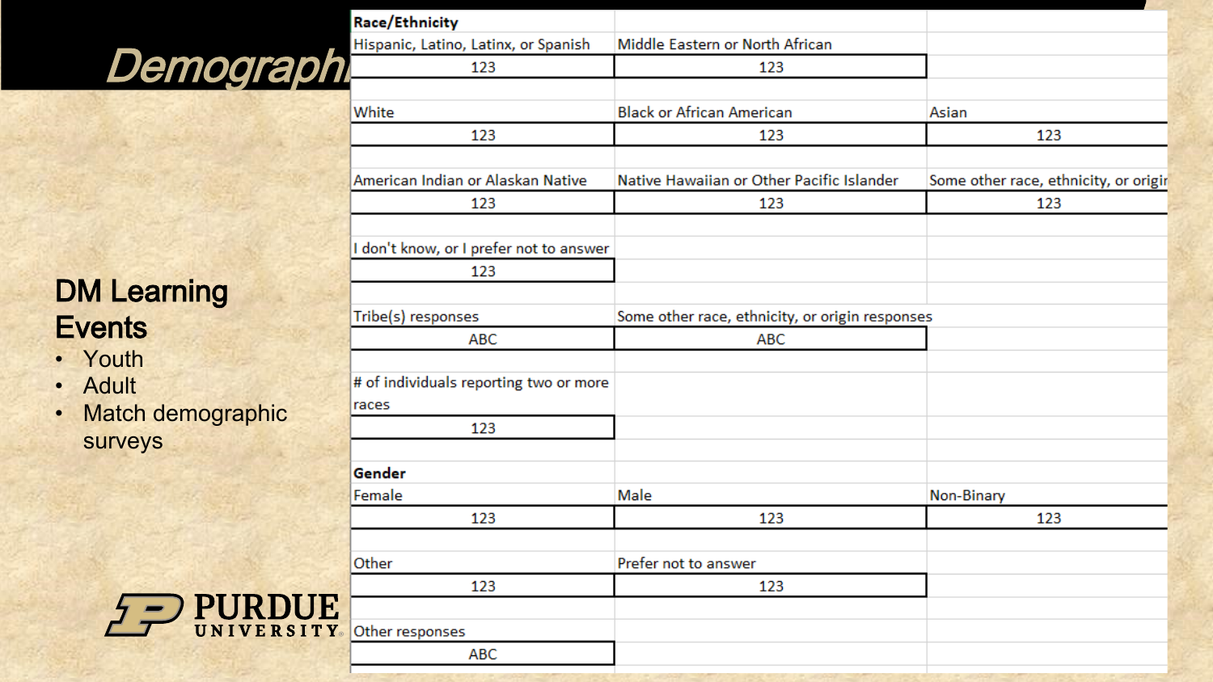# Demographi

## DM Learning Events

- Youth
- Adult
- Match demographic surveys

| Race/Ethnicity | | |
|---|---|---|
| Hispanic, Latino, Latinx, or Spanish | Middle Eastern or North African | |
| 123 | 123 | |
| White | Black or African American | Asian |
| 123 | 123 | 123 |
| American Indian or Alaskan Native | Native Hawaiian or Other Pacific Islander | Some other race, ethnicity, or origir |
| 123 | 123 | 123 |
| I don't know, or I prefer not to answer | | |
| 123 | | |
| Tribe(s) responses | Some other race, ethnicity, or origin responses | |
| ABC | ABC | |
| # of individuals reporting two or more races | | |
| 123 | | |

| Gender | | |
|---|---|---|
| Female | Male | Non-Binary |
| 123 | 123 | 123 |
| Other | Prefer not to answer | |
| 123 | 123 | |
| Other responses | | |
| ABC | | |

PURDUE UNIVERSITY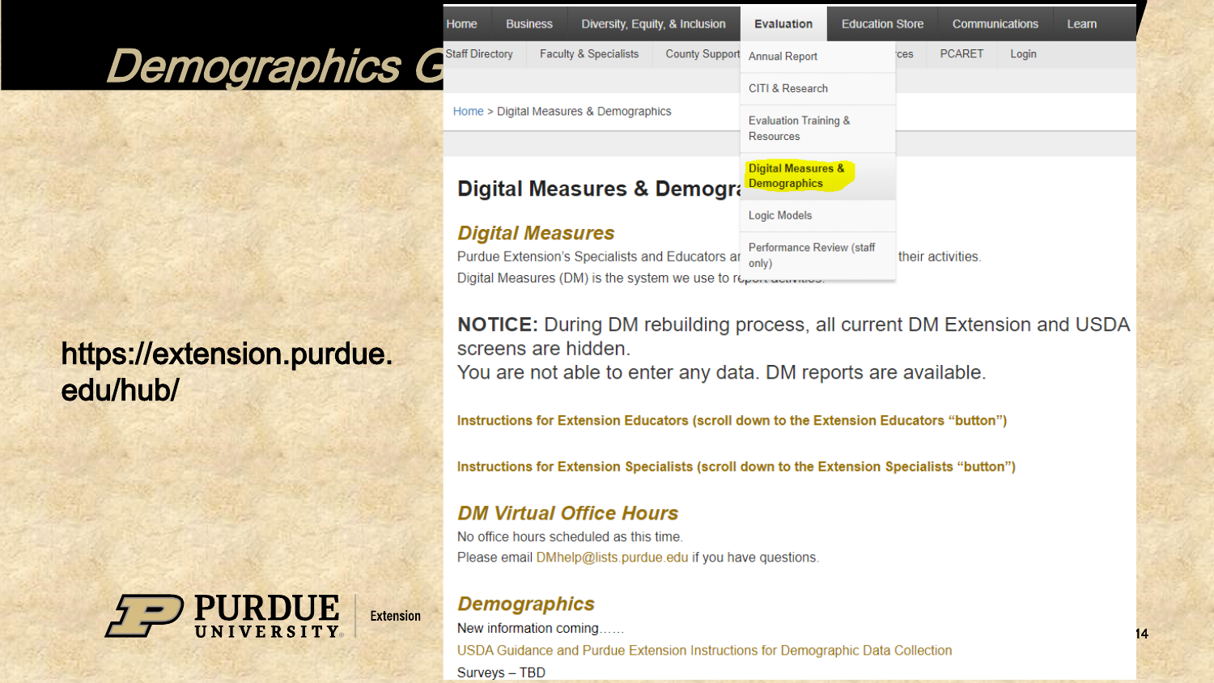# Demographics G

https://extension.purdue.edu/hub/

Home | Business | Diversity, Equity, & Inclusion | Evaluation | Education Store | Communications | Learn

Staff Directory | Faculty & Specialists | County Support | ces | PCARET | Login

- Annual Report
- CITI & Research
- Evaluation Training & Resources
- Digital Measures & Demographics
- Logic Models
- Performance Review (staff only)

Home > Digital Measures & Demographics

## Digital Measures & Demogra

### *Digital Measures*

Purdue Extension's Specialists and Educators ar ... their activities.
Digital Measures (DM) is the system we use to r...

**NOTICE:** During DM rebuilding process, all current DM Extension and USDA screens are hidden.
You are not able to enter any data. DM reports are available.

**Instructions for Extension Educators (scroll down to the Extension Educators "button")**

**Instructions for Extension Specialists (scroll down to the Extension Specialists "button")**

### *DM Virtual Office Hours*

No office hours scheduled as this time.
Please email DMhelp@lists.purdue.edu if you have questions.

### *Demographics*

New information coming……
USDA Guidance and Purdue Extension Instructions for Demographic Data Collection
Surveys – TBD

PURDUE UNIVERSITY | Extension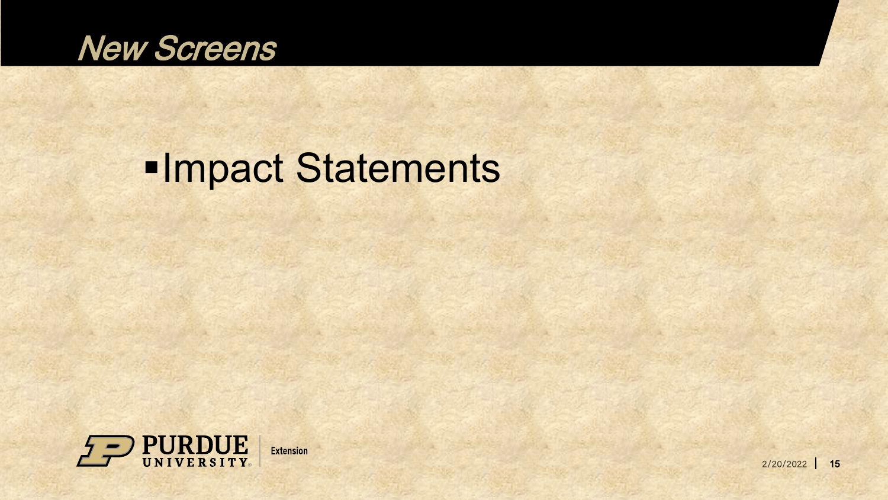# New Screens

- Impact Statements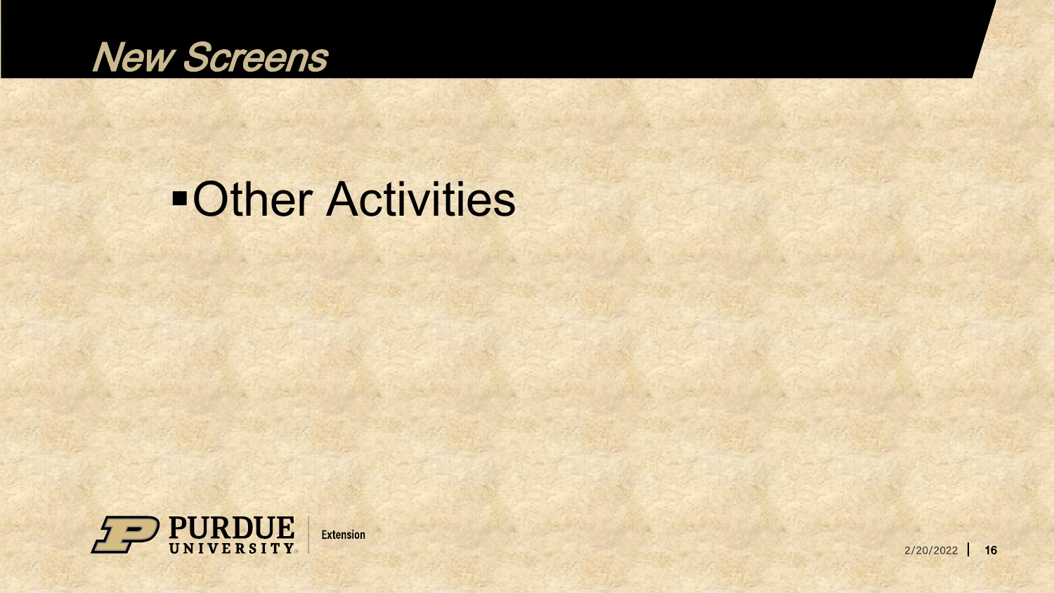# New Screens

- Other Activities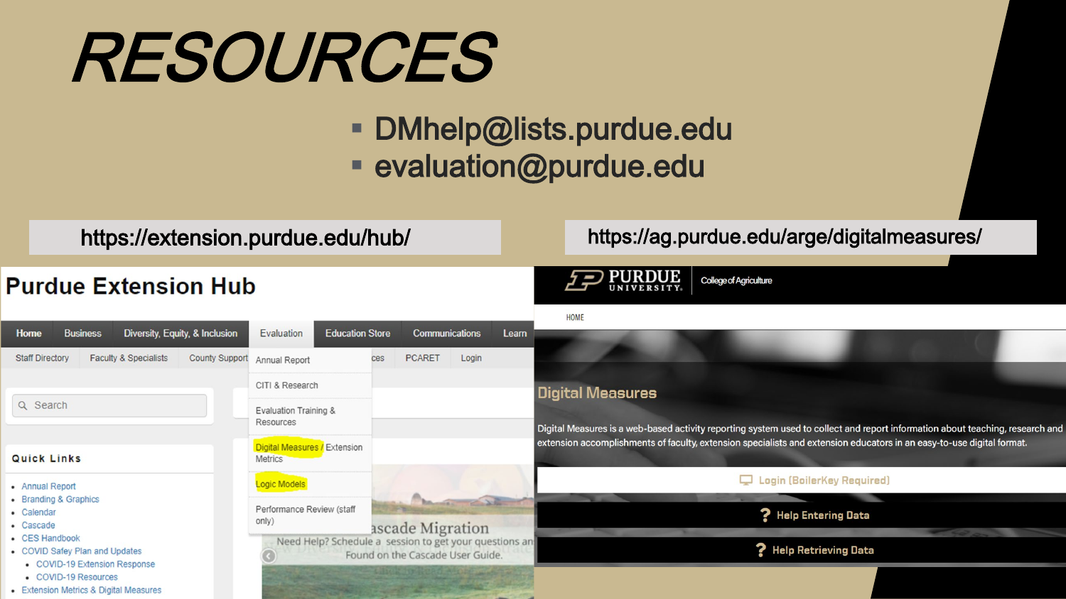# RESOURCES

- DMhelp@lists.purdue.edu
- evaluation@purdue.edu

https://extension.purdue.edu/hub/

https://ag.purdue.edu/arge/digitalmeasures/

## Purdue Extension Hub

Home | Business | Diversity, Equity, & Inclusion | Evaluation | Education Store | Communications | Learn

Staff Directory | Faculty & Specialists | County Support | ces | PCARET | Login

Evaluation:

- Annual Report
- CITI & Research
- Evaluation Training & Resources
- Digital Measures / Extension Metrics
- Logic Models
- Performance Review (staff only)

Search

**Quick Links**

- Annual Report
- Branding & Graphics
- Calendar
- Cascade
- CES Handbook
- COVID Safey Plan and Updates
  - COVID-19 Extension Response
  - COVID-19 Resources
- Extension Metrics & Digital Measures

ascade Migration

Need Help? Schedule a session to get your questions an

Found on the Cascade User Guide.

PURDUE UNIVERSITY | College of Agriculture

HOME

## Digital Measures

Digital Measures is a web-based activity reporting system used to collect and report information about teaching, research and extension accomplishments of faculty, extension specialists and extension educators in an easy-to-use digital format.

Login (BoilerKey Required)

Help Entering Data

Help Retrieving Data